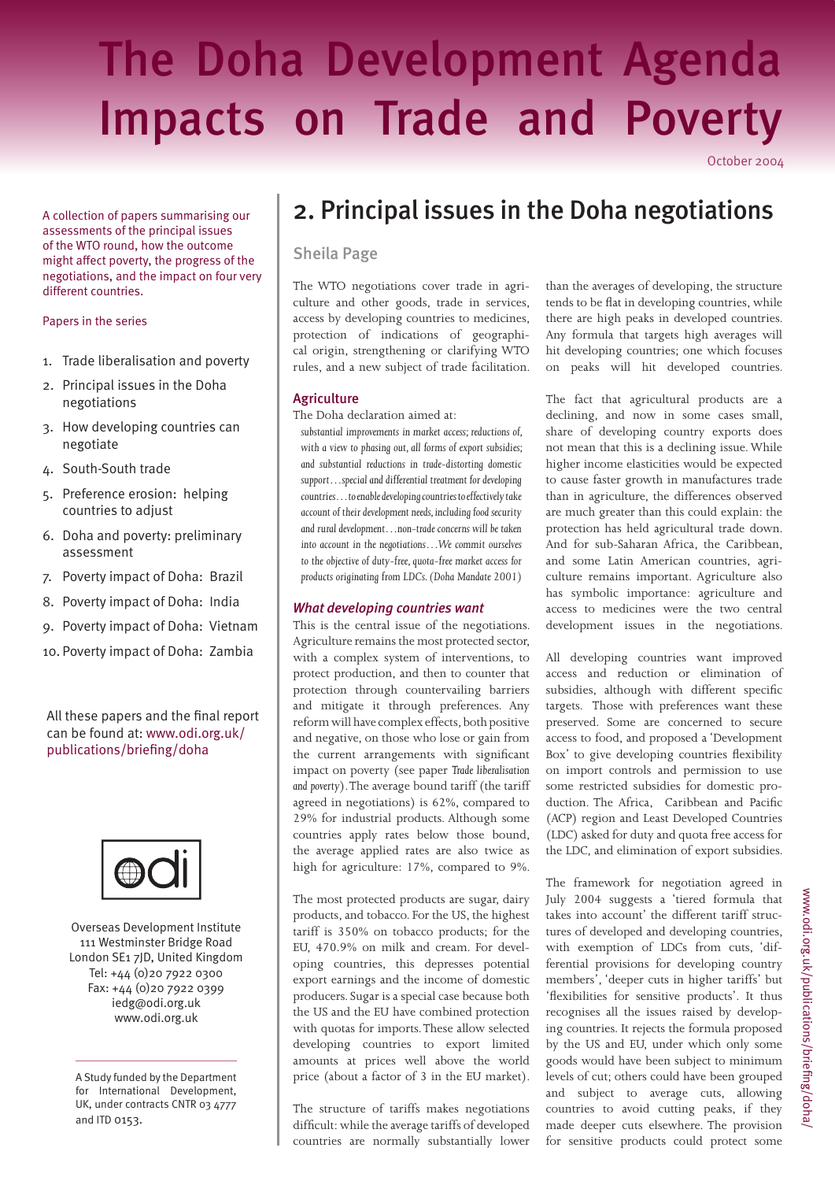# The Doha Development Agenda Impacts on Trade and Poverty

October 2004

A collection of papers summarising our assessments of the principal issues of the WTO round, how the outcome might affect poverty, the progress of the negotiations, and the impact on four very different countries.

Papers in the series

1. Trade liberalisation and poverty
2. Principal issues in the Doha negotiations
3. How developing countries can negotiate
4. South-South trade
5. Preference erosion: helping countries to adjust
6. Doha and poverty: preliminary assessment
7. Poverty impact of Doha: Brazil
8. Poverty impact of Doha: India
9. Poverty impact of Doha: Vietnam
10. Poverty impact of Doha: Zambia

All these papers and the final report can be found at: www.odi.org.uk/publications/briefing/doha

Overseas Development Institute
111 Westminster Bridge Road
London SE1 7JD, United Kingdom
Tel: +44 (0)20 7922 0300
Fax: +44 (0)20 7922 0399
iedg@odi.org.uk
www.odi.org.uk

A Study funded by the Department for International Development, UK, under contracts CNTR 03 4777 and ITD 0153.

## 2. Principal issues in the Doha negotiations

Sheila Page

The WTO negotiations cover trade in agriculture and other goods, trade in services, access by developing countries to medicines, protection of indications of geographical origin, strengthening or clarifying WTO rules, and a new subject of trade facilitation.

### Agriculture

The Doha declaration aimed at:

*substantial improvements in market access; reductions of, with a view to phasing out, all forms of export subsidies; and substantial reductions in trade-distorting domestic support…special and differential treatment for developing countries…to enable developing countries to effectively take account of their development needs, including food security and rural development…non-trade concerns will be taken into account in the negotiations…We commit ourselves to the objective of duty-free, quota-free market access for products originating from LDCs.* (Doha Mandate 2001)

#### *What developing countries want*

This is the central issue of the negotiations. Agriculture remains the most protected sector, with a complex system of interventions, to protect production, and then to counter that protection through countervailing barriers and mitigate it through preferences. Any reform will have complex effects, both positive and negative, on those who lose or gain from the current arrangements with significant impact on poverty (see paper *Trade liberalisation and poverty*). The average bound tariff (the tariff agreed in negotiations) is 62%, compared to 29% for industrial products. Although some countries apply rates below those bound, the average applied rates are also twice as high for agriculture: 17%, compared to 9%.

The most protected products are sugar, dairy products, and tobacco. For the US, the highest tariff is 350% on tobacco products; for the EU, 470.9% on milk and cream. For developing countries, this depresses potential export earnings and the income of domestic producers. Sugar is a special case because both the US and the EU have combined protection with quotas for imports. These allow selected developing countries to export limited amounts at prices well above the world price (about a factor of 3 in the EU market).

The structure of tariffs makes negotiations difficult: while the average tariffs of developed countries are normally substantially lower than the averages of developing, the structure tends to be flat in developing countries, while there are high peaks in developed countries. Any formula that targets high averages will hit developing countries; one which focuses on peaks will hit developed countries.

The fact that agricultural products are a declining, and now in some cases small, share of developing country exports does not mean that this is a declining issue. While higher income elasticities would be expected to cause faster growth in manufactures trade than in agriculture, the differences observed are much greater than this could explain: the protection has held agricultural trade down. And for sub-Saharan Africa, the Caribbean, and some Latin American countries, agriculture remains important. Agriculture also has symbolic importance: agriculture and access to medicines were the two central development issues in the negotiations.

All developing countries want improved access and reduction or elimination of subsidies, although with different specific targets. Those with preferences want these preserved. Some are concerned to secure access to food, and proposed a 'Development Box' to give developing countries flexibility on import controls and permission to use some restricted subsidies for domestic production. The Africa, Caribbean and Pacific (ACP) region and Least Developed Countries (LDC) asked for duty and quota free access for the LDC, and elimination of export subsidies.

The framework for negotiation agreed in July 2004 suggests a 'tiered formula that takes into account' the different tariff structures of developed and developing countries, with exemption of LDCs from cuts, 'differential provisions for developing country members', 'deeper cuts in higher tariffs' but 'flexibilities for sensitive products'. It thus recognises all the issues raised by developing countries. It rejects the formula proposed by the US and EU, under which only some goods would have been subject to minimum levels of cut; others could have been grouped and subject to average cuts, allowing countries to avoid cutting peaks, if they made deeper cuts elsewhere. The provision for sensitive products could protect some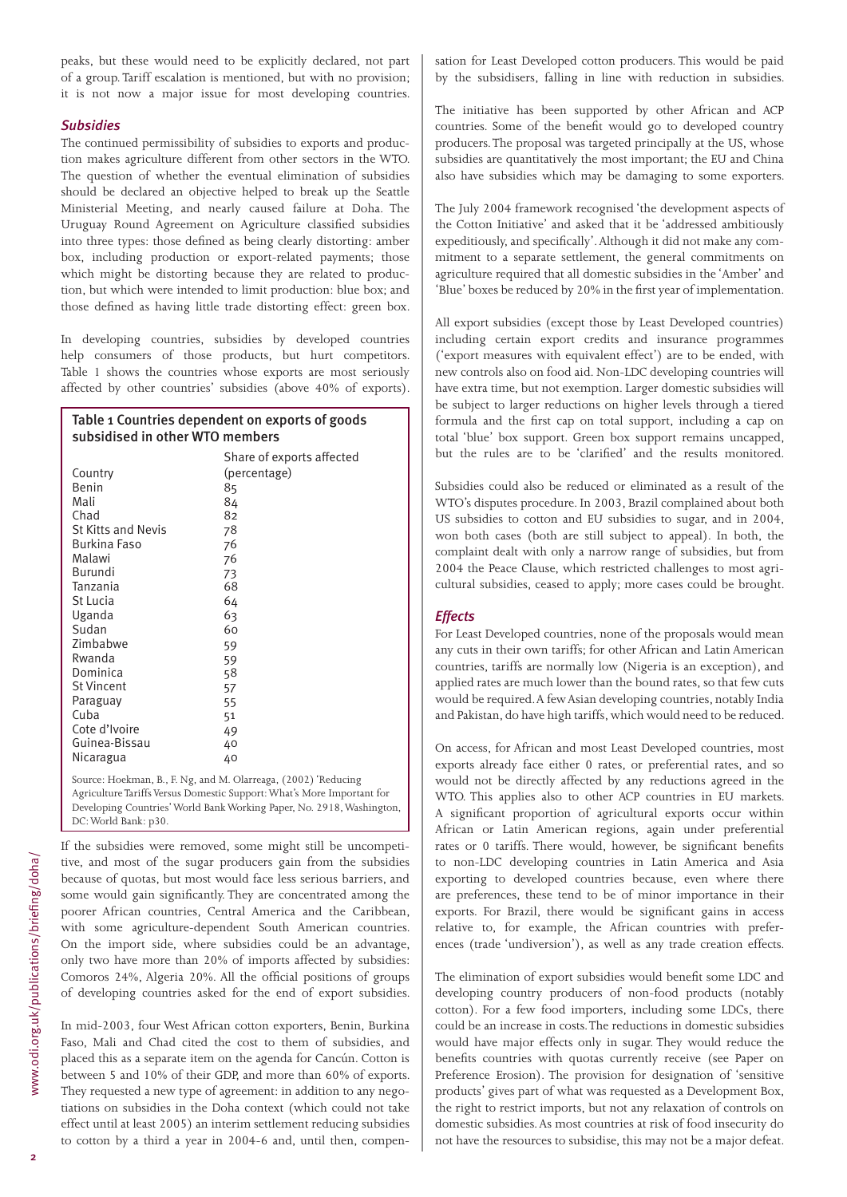peaks, but these would need to be explicitly declared, not part of a group. Tariff escalation is mentioned, but with no provision; it is not now a major issue for most developing countries.

### *Subsidies*

The continued permissibility of subsidies to exports and production makes agriculture different from other sectors in the WTO. The question of whether the eventual elimination of subsidies should be declared an objective helped to break up the Seattle Ministerial Meeting, and nearly caused failure at Doha. The Uruguay Round Agreement on Agriculture classified subsidies into three types: those defined as being clearly distorting: amber box, including production or export-related payments; those which might be distorting because they are related to production, but which were intended to limit production: blue box; and those defined as having little trade distorting effect: green box.

In developing countries, subsidies by developed countries help consumers of those products, but hurt competitors. Table 1 shows the countries whose exports are most seriously affected by other countries' subsidies (above 40% of exports).

**Table 1 Countries dependent on exports of goods subsidised in other WTO members**

| Country | Share of exports affected (percentage) |
|---|---|
| Benin | 85 |
| Mali | 84 |
| Chad | 82 |
| St Kitts and Nevis | 78 |
| Burkina Faso | 76 |
| Malawi | 76 |
| Burundi | 73 |
| Tanzania | 68 |
| St Lucia | 64 |
| Uganda | 63 |
| Sudan | 60 |
| Zimbabwe | 59 |
| Rwanda | 59 |
| Dominica | 58 |
| St Vincent | 57 |
| Paraguay | 55 |
| Cuba | 51 |
| Cote d'Ivoire | 49 |
| Guinea-Bissau | 40 |
| Nicaragua | 40 |

Source: Hoekman, B., F. Ng, and M. Olarreaga, (2002) 'Reducing Agriculture Tariffs Versus Domestic Support: What's More Important for Developing Countries' World Bank Working Paper, No. 2918, Washington, DC: World Bank: p30.

If the subsidies were removed, some might still be uncompetitive, and most of the sugar producers gain from the subsidies because of quotas, but most would face less serious barriers, and some would gain significantly. They are concentrated among the poorer African countries, Central America and the Caribbean, with some agriculture-dependent South American countries. On the import side, where subsidies could be an advantage, only two have more than 20% of imports affected by subsidies: Comoros 24%, Algeria 20%. All the official positions of groups of developing countries asked for the end of export subsidies.

In mid-2003, four West African cotton exporters, Benin, Burkina Faso, Mali and Chad cited the cost to them of subsidies, and placed this as a separate item on the agenda for Cancún. Cotton is between 5 and 10% of their GDP, and more than 60% of exports. They requested a new type of agreement: in addition to any negotiations on subsidies in the Doha context (which could not take effect until at least 2005) an interim settlement reducing subsidies to cotton by a third a year in 2004-6 and, until then, compensation for Least Developed cotton producers. This would be paid by the subsidisers, falling in line with reduction in subsidies.

The initiative has been supported by other African and ACP countries. Some of the benefit would go to developed country producers. The proposal was targeted principally at the US, whose subsidies are quantitatively the most important; the EU and China also have subsidies which may be damaging to some exporters.

The July 2004 framework recognised 'the development aspects of the Cotton Initiative' and asked that it be 'addressed ambitiously expeditiously, and specifically'. Although it did not make any commitment to a separate settlement, the general commitments on agriculture required that all domestic subsidies in the 'Amber' and 'Blue' boxes be reduced by 20% in the first year of implementation.

All export subsidies (except those by Least Developed countries) including certain export credits and insurance programmes ('export measures with equivalent effect') are to be ended, with new controls also on food aid. Non-LDC developing countries will have extra time, but not exemption. Larger domestic subsidies will be subject to larger reductions on higher levels through a tiered formula and the first cap on total support, including a cap on total 'blue' box support. Green box support remains uncapped, but the rules are to be 'clarified' and the results monitored.

Subsidies could also be reduced or eliminated as a result of the WTO's disputes procedure. In 2003, Brazil complained about both US subsidies to cotton and EU subsidies to sugar, and in 2004, won both cases (both are still subject to appeal). In both, the complaint dealt with only a narrow range of subsidies, but from 2004 the Peace Clause, which restricted challenges to most agricultural subsidies, ceased to apply; more cases could be brought.

### *Effects*

For Least Developed countries, none of the proposals would mean any cuts in their own tariffs; for other African and Latin American countries, tariffs are normally low (Nigeria is an exception), and applied rates are much lower than the bound rates, so that few cuts would be required. A few Asian developing countries, notably India and Pakistan, do have high tariffs, which would need to be reduced.

On access, for African and most Least Developed countries, most exports already face either 0 rates, or preferential rates, and so would not be directly affected by any reductions agreed in the WTO. This applies also to other ACP countries in EU markets. A significant proportion of agricultural exports occur within African or Latin American regions, again under preferential rates or 0 tariffs. There would, however, be significant benefits to non-LDC developing countries in Latin America and Asia exporting to developed countries because, even where there are preferences, these tend to be of minor importance in their exports. For Brazil, there would be significant gains in access relative to, for example, the African countries with preferences (trade 'undiversion'), as well as any trade creation effects.

The elimination of export subsidies would benefit some LDC and developing country producers of non-food products (notably cotton). For a few food importers, including some LDCs, there could be an increase in costs. The reductions in domestic subsidies would have major effects only in sugar. They would reduce the benefits countries with quotas currently receive (see Paper on Preference Erosion). The provision for designation of 'sensitive products' gives part of what was requested as a Development Box, the right to restrict imports, but not any relaxation of controls on domestic subsidies. As most countries at risk of food insecurity do not have the resources to subsidise, this may not be a major defeat.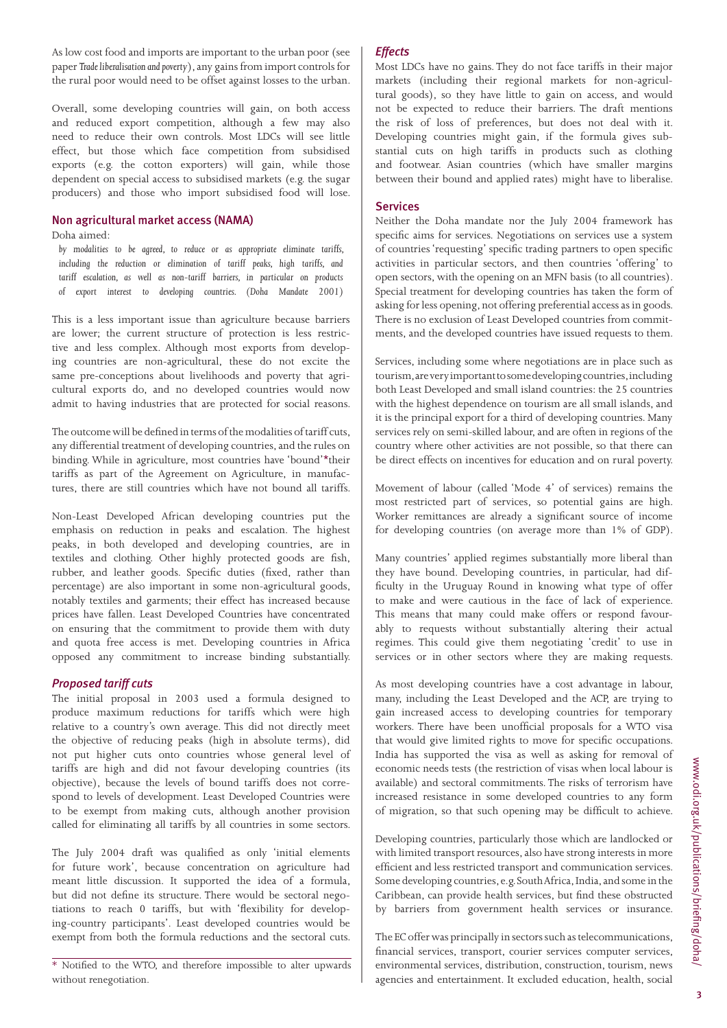As low cost food and imports are important to the urban poor (see paper *Trade liberalisation and poverty*), any gains from import controls for the rural poor would need to be offset against losses to the urban.

Overall, some developing countries will gain, on both access and reduced export competition, although a few may also need to reduce their own controls. Most LDCs will see little effect, but those which face competition from subsidised exports (e.g. the cotton exporters) will gain, while those dependent on special access to subsidised markets (e.g. the sugar producers) and those who import subsidised food will lose.

## Non agricultural market access (NAMA)

Doha aimed:

> *by modalities to be agreed, to reduce or as appropriate eliminate tariffs, including the reduction or elimination of tariff peaks, high tariffs, and tariff escalation, as well as non-tariff barriers, in particular on products of export interest to developing countries. (Doha Mandate 2001)*

This is a less important issue than agriculture because barriers are lower; the current structure of protection is less restrictive and less complex. Although most exports from developing countries are non-agricultural, these do not excite the same pre-conceptions about livelihoods and poverty that agricultural exports do, and no developed countries would now admit to having industries that are protected for social reasons.

The outcome will be defined in terms of the modalities of tariff cuts, any differential treatment of developing countries, and the rules on binding. While in agriculture, most countries have 'bound'* their tariffs as part of the Agreement on Agriculture, in manufactures, there are still countries which have not bound all tariffs.

Non-Least Developed African developing countries put the emphasis on reduction in peaks and escalation. The highest peaks, in both developed and developing countries, are in textiles and clothing. Other highly protected goods are fish, rubber, and leather goods. Specific duties (fixed, rather than percentage) are also important in some non-agricultural goods, notably textiles and garments; their effect has increased because prices have fallen. Least Developed Countries have concentrated on ensuring that the commitment to provide them with duty and quota free access is met. Developing countries in Africa opposed any commitment to increase binding substantially.

### *Proposed tariff cuts*

The initial proposal in 2003 used a formula designed to produce maximum reductions for tariffs which were high relative to a country's own average. This did not directly meet the objective of reducing peaks (high in absolute terms), did not put higher cuts onto countries whose general level of tariffs are high and did not favour developing countries (its objective), because the levels of bound tariffs does not correspond to levels of development. Least Developed Countries were to be exempt from making cuts, although another provision called for eliminating all tariffs by all countries in some sectors.

The July 2004 draft was qualified as only 'initial elements for future work', because concentration on agriculture had meant little discussion. It supported the idea of a formula, but did not define its structure. There would be sectoral negotiations to reach 0 tariffs, but with 'flexibility for developing-country participants'. Least developed countries would be exempt from both the formula reductions and the sectoral cuts.

\* Notified to the WTO, and therefore impossible to alter upwards without renegotiation.

### *Effects*

Most LDCs have no gains. They do not face tariffs in their major markets (including their regional markets for non-agricultural goods), so they have little to gain on access, and would not be expected to reduce their barriers. The draft mentions the risk of loss of preferences, but does not deal with it. Developing countries might gain, if the formula gives substantial cuts on high tariffs in products such as clothing and footwear. Asian countries (which have smaller margins between their bound and applied rates) might have to liberalise.

## Services

Neither the Doha mandate nor the July 2004 framework has specific aims for services. Negotiations on services use a system of countries 'requesting' specific trading partners to open specific activities in particular sectors, and then countries 'offering' to open sectors, with the opening on an MFN basis (to all countries). Special treatment for developing countries has taken the form of asking for less opening, not offering preferential access as in goods. There is no exclusion of Least Developed countries from commitments, and the developed countries have issued requests to them.

Services, including some where negotiations are in place such as tourism, are very important to some developing countries, including both Least Developed and small island countries: the 25 countries with the highest dependence on tourism are all small islands, and it is the principal export for a third of developing countries. Many services rely on semi-skilled labour, and are often in regions of the country where other activities are not possible, so that there can be direct effects on incentives for education and on rural poverty.

Movement of labour (called 'Mode 4' of services) remains the most restricted part of services, so potential gains are high. Worker remittances are already a significant source of income for developing countries (on average more than 1% of GDP).

Many countries' applied regimes substantially more liberal than they have bound. Developing countries, in particular, had difficulty in the Uruguay Round in knowing what type of offer to make and were cautious in the face of lack of experience. This means that many could make offers or respond favourably to requests without substantially altering their actual regimes. This could give them negotiating 'credit' to use in services or in other sectors where they are making requests.

As most developing countries have a cost advantage in labour, many, including the Least Developed and the ACP, are trying to gain increased access to developing countries for temporary workers. There have been unofficial proposals for a WTO visa that would give limited rights to move for specific occupations. India has supported the visa as well as asking for removal of economic needs tests (the restriction of visas when local labour is available) and sectoral commitments. The risks of terrorism have increased resistance in some developed countries to any form of migration, so that such opening may be difficult to achieve.

Developing countries, particularly those which are landlocked or with limited transport resources, also have strong interests in more efficient and less restricted transport and communication services. Some developing countries, e.g. South Africa, India, and some in the Caribbean, can provide health services, but find these obstructed by barriers from government health services or insurance.

The EC offer was principally in sectors such as telecommunications, financial services, transport, courier services computer services, environmental services, distribution, construction, tourism, news agencies and entertainment. It excluded education, health, social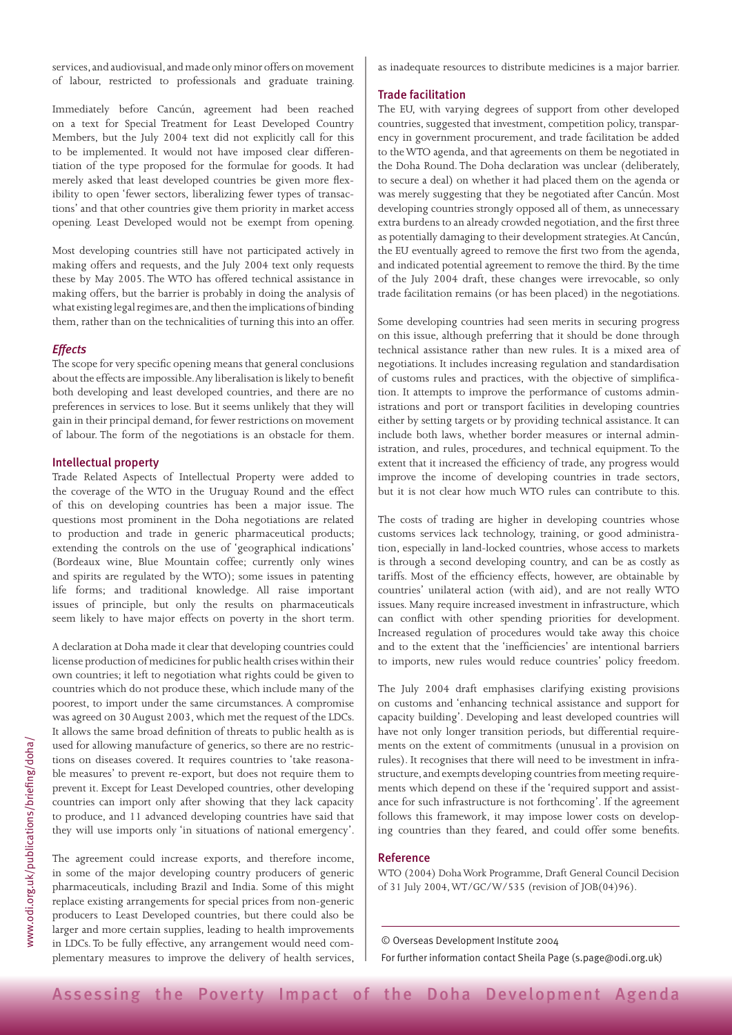services, and audiovisual, and made only minor offers on movement of labour, restricted to professionals and graduate training.

Immediately before Cancún, agreement had been reached on a text for Special Treatment for Least Developed Country Members, but the July 2004 text did not explicitly call for this to be implemented. It would not have imposed clear differentiation of the type proposed for the formulae for goods. It had merely asked that least developed countries be given more flexibility to open 'fewer sectors, liberalizing fewer types of transactions' and that other countries give them priority in market access opening. Least Developed would not be exempt from opening.

Most developing countries still have not participated actively in making offers and requests, and the July 2004 text only requests these by May 2005. The WTO has offered technical assistance in making offers, but the barrier is probably in doing the analysis of what existing legal regimes are, and then the implications of binding them, rather than on the technicalities of turning this into an offer.

#### *Effects*

The scope for very specific opening means that general conclusions about the effects are impossible. Any liberalisation is likely to benefit both developing and least developed countries, and there are no preferences in services to lose. But it seems unlikely that they will gain in their principal demand, for fewer restrictions on movement of labour. The form of the negotiations is an obstacle for them.

### Intellectual property

Trade Related Aspects of Intellectual Property were added to the coverage of the WTO in the Uruguay Round and the effect of this on developing countries has been a major issue. The questions most prominent in the Doha negotiations are related to production and trade in generic pharmaceutical products; extending the controls on the use of 'geographical indications' (Bordeaux wine, Blue Mountain coffee; currently only wines and spirits are regulated by the WTO); some issues in patenting life forms; and traditional knowledge. All raise important issues of principle, but only the results on pharmaceuticals seem likely to have major effects on poverty in the short term.

A declaration at Doha made it clear that developing countries could license production of medicines for public health crises within their own countries; it left to negotiation what rights could be given to countries which do not produce these, which include many of the poorest, to import under the same circumstances. A compromise was agreed on 30 August 2003, which met the request of the LDCs. It allows the same broad definition of threats to public health as is used for allowing manufacture of generics, so there are no restrictions on diseases covered. It requires countries to 'take reasonable measures' to prevent re-export, but does not require them to prevent it. Except for Least Developed countries, other developing countries can import only after showing that they lack capacity to produce, and 11 advanced developing countries have said that they will use imports only 'in situations of national emergency'.

The agreement could increase exports, and therefore income, in some of the major developing country producers of generic pharmaceuticals, including Brazil and India. Some of this might replace existing arrangements for special prices from non-generic producers to Least Developed countries, but there could also be larger and more certain supplies, leading to health improvements in LDCs. To be fully effective, any arrangement would need complementary measures to improve the delivery of health services, as inadequate resources to distribute medicines is a major barrier.

### Trade facilitation

The EU, with varying degrees of support from other developed countries, suggested that investment, competition policy, transparency in government procurement, and trade facilitation be added to the WTO agenda, and that agreements on them be negotiated in the Doha Round. The Doha declaration was unclear (deliberately, to secure a deal) on whether it had placed them on the agenda or was merely suggesting that they be negotiated after Cancún. Most developing countries strongly opposed all of them, as unnecessary extra burdens to an already crowded negotiation, and the first three as potentially damaging to their development strategies. At Cancún, the EU eventually agreed to remove the first two from the agenda, and indicated potential agreement to remove the third. By the time of the July 2004 draft, these changes were irrevocable, so only trade facilitation remains (or has been placed) in the negotiations.

Some developing countries had seen merits in securing progress on this issue, although preferring that it should be done through technical assistance rather than new rules. It is a mixed area of negotiations. It includes increasing regulation and standardisation of customs rules and practices, with the objective of simplification. It attempts to improve the performance of customs administrations and port or transport facilities in developing countries either by setting targets or by providing technical assistance. It can include both laws, whether border measures or internal administration, and rules, procedures, and technical equipment. To the extent that it increased the efficiency of trade, any progress would improve the income of developing countries in trade sectors, but it is not clear how much WTO rules can contribute to this.

The costs of trading are higher in developing countries whose customs services lack technology, training, or good administration, especially in land-locked countries, whose access to markets is through a second developing country, and can be as costly as tariffs. Most of the efficiency effects, however, are obtainable by countries' unilateral action (with aid), and are not really WTO issues. Many require increased investment in infrastructure, which can conflict with other spending priorities for development. Increased regulation of procedures would take away this choice and to the extent that the 'inefficiencies' are intentional barriers to imports, new rules would reduce countries' policy freedom.

The July 2004 draft emphasises clarifying existing provisions on customs and 'enhancing technical assistance and support for capacity building'. Developing and least developed countries will have not only longer transition periods, but differential requirements on the extent of commitments (unusual in a provision on rules). It recognises that there will need to be investment in infrastructure, and exempts developing countries from meeting requirements which depend on these if the 'required support and assistance for such infrastructure is not forthcoming'. If the agreement follows this framework, it may impose lower costs on developing countries than they feared, and could offer some benefits.

### Reference

WTO (2004) Doha Work Programme, Draft General Council Decision of 31 July 2004, WT/GC/W/535 (revision of JOB(04)96).

© Overseas Development Institute 2004

For further information contact Sheila Page (s.page@odi.org.uk)